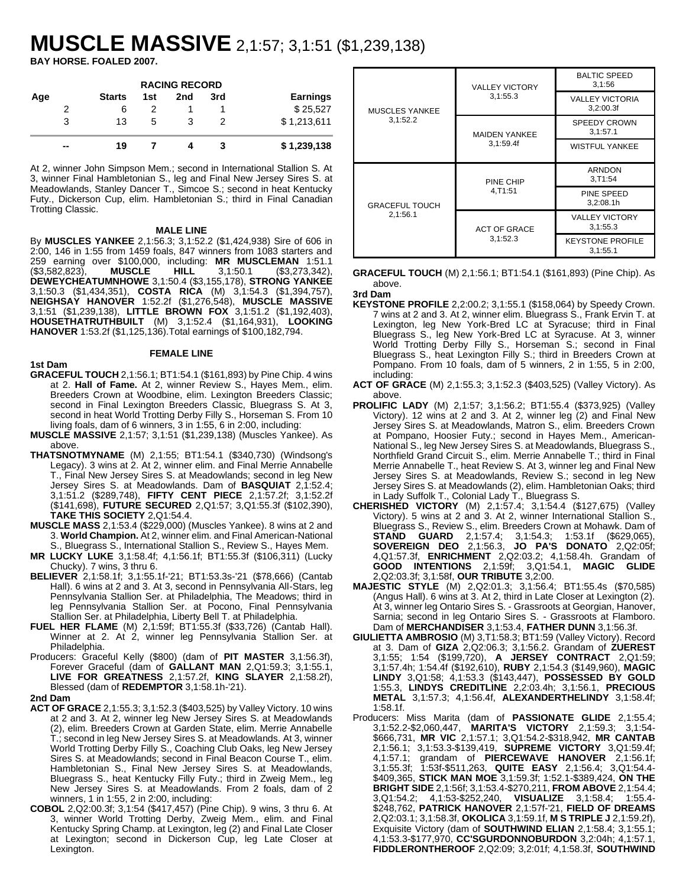# MUSCLE MASSIVE 2,1:57; 3,1:51 ($1,239,138)

**BAY HORSE. FOALED 2007.**

**RACING RECORD**

| Age | Starts | 1st | 2nd | 3rd | Earnings |
|---|---|---|---|---|---|
| 2 | 6 | 2 | 1 | 1 | $ 25,527 |
| 3 | 13 | 5 | 3 | 2 | $ 1,213,611 |
| -- | 19 | 7 | 4 | 3 | $ 1,239,138 |

At 2, winner John Simpson Mem.; second in International Stallion S. At 3, winner Final Hambletonian S., leg and Final New Jersey Sires S. at Meadowlands, Stanley Dancer T., Simcoe S.; second in heat Kentucky Futy., Dickerson Cup, elim. Hambletonian S.; third in Final Canadian Trotting Classic.

| | | |
|---|---|---|
| MUSCLES YANKEE 3,1:52.2 | VALLEY VICTORY 3,1:55.3 | BALTIC SPEED 3,1:56 |
| | | VALLEY VICTORIA 3,2:00.3f |
| | MAIDEN YANKEE 3,1:59.4f | SPEEDY CROWN 3,1:57.1 |
| | | WISTFUL YANKEE |
| GRACEFUL TOUCH 2,1:56.1 | PINE CHIP 4,T1:51 | ARNDON 3,T1:54 |
| | | PINE SPEED 3,2:08.1h |
| | ACT OF GRACE 3,1:52.3 | VALLEY VICTORY 3,1:55.3 |
| | | KEYSTONE PROFILE 3,1:55.1 |

## MALE LINE

By **MUSCLES YANKEE** 2,1:56.3; 3,1:52.2 ($1,424,938) Sire of 606 in 2:00, 146 in 1:55 from 1459 foals, 847 winners from 1083 starters and 259 earning over $100,000, including: **MR MUSCLEMAN** 1:51.1 ($3,582,823), **MUSCLE HILL** 3,1:50.1 ($3,273,342), **DEWEYCHEATUMNHOWE** 3,1:50.4 ($3,155,178), **STRONG YANKEE** 3,1:50.3 ($1,434,351), **COSTA RICA** (M) 3,1:54.3 ($1,394,757), **NEIGHSAY HANOVER** 1:52.2f ($1,276,548), **MUSCLE MASSIVE** 3,1:51 ($1,239,138), **LITTLE BROWN FOX** 3,1:51.2 ($1,192,403), **HOUSETHATRUTHBUILT** (M) 3,1:52.4 ($1,164,931), **LOOKING HANOVER** 1:53.2f ($1,125,136).Total earnings of $100,182,794.

## FEMALE LINE

**1st Dam**

**GRACEFUL TOUCH** 2,1:56.1; BT1:54.1 ($161,893) by Pine Chip. 4 wins at 2. **Hall of Fame.** At 2, winner Review S., Hayes Mem., elim. Breeders Crown at Woodbine, elim. Lexington Breeders Classic; second in Final Lexington Breeders Classic, Bluegrass S. At 3, second in heat World Trotting Derby Filly S., Horseman S. From 10 living foals, dam of 6 winners, 3 in 1:55, 6 in 2:00, including:

**MUSCLE MASSIVE** 2,1:57; 3,1:51 ($1,239,138) (Muscles Yankee). As above.

**THATSNOTMYNAME** (M) 2,1:55; BT1:54.1 ($340,730) (Windsong's Legacy). 3 wins at 2. At 2, winner elim. and Final Merrie Annabelle T., Final New Jersey Sires S. at Meadowlands; second in leg New Jersey Sires S. at Meadowlands. Dam of **BASQUIAT** 2,1:52.4; 3,1:51.2 ($289,748), **FIFTY CENT PIECE** 2,1:57.2f; 3,1:52.2f ($141,698), **FUTURE SECURED** 2,Q1:57; 3,Q1:55.3f ($102,390), **TAKE THIS SOCIETY** 2,Q1:54.4.

**MUSCLE MASS** 2,1:53.4 ($229,000) (Muscles Yankee). 8 wins at 2 and 3. **World Champion.** At 2, winner elim. and Final American-National S., Bluegrass S., International Stallion S., Review S., Hayes Mem.

**MR LUCKY LUKE** 3,1:58.4f; 4,1:56.1f; BT1:55.3f ($106,311) (Lucky Chucky). 7 wins, 3 thru 6.

**BELIEVER** 2,1:58.1f; 3,1:55.1f-'21; BT1:53.3s-'21 ($78,666) (Cantab Hall). 6 wins at 2 and 3. At 3, second in Pennsylvania All-Stars, leg Pennsylvania Stallion Ser. at Philadelphia, The Meadows; third in leg Pennsylvania Stallion Ser. at Pocono, Final Pennsylvania Stallion Ser. at Philadelphia, Liberty Bell T. at Philadelphia.

**FUEL HER FLAME** (M) 2,1:59f; BT1:55.3f ($33,726) (Cantab Hall). Winner at 2. At 2, winner leg Pennsylvania Stallion Ser. at Philadelphia.

Producers: Graceful Kelly ($800) (dam of **PIT MASTER** 3,1:56.3f), Forever Graceful (dam of **GALLANT MAN** 2,Q1:59.3; 3,1:55.1, **LIVE FOR GREATNESS** 2,1:57.2f, **KING SLAYER** 2,1:58.2f), Blessed (dam of **REDEMPTOR** 3,1:58.1h-'21).

**2nd Dam**

**ACT OF GRACE** 2,1:55.3; 3,1:52.3 ($403,525) by Valley Victory. 10 wins at 2 and 3. At 2, winner leg New Jersey Sires S. at Meadowlands (2), elim. Breeders Crown at Garden State, elim. Merrie Annabelle T.; second in leg New Jersey Sires S. at Meadowlands. At 3, winner World Trotting Derby Filly S., Coaching Club Oaks, leg New Jersey Sires S. at Meadowlands; second in Final Beacon Course T., elim. Hambletonian S., Final New Jersey Sires S. at Meadowlands, Bluegrass S., heat Kentucky Filly Futy.; third in Zweig Mem., leg New Jersey Sires S. at Meadowlands. From 2 foals, dam of 2 winners, 1 in 1:55, 2 in 2:00, including:

**COBOL** 2,Q2:00.3f; 3,1:54 ($417,457) (Pine Chip). 9 wins, 3 thru 6. At 3, winner World Trotting Derby, Zweig Mem., elim. and Final Kentucky Spring Champ. at Lexington, leg (2) and Final Late Closer at Lexington; second in Dickerson Cup, leg Late Closer at Lexington.

**GRACEFUL TOUCH** (M) 2,1:56.1; BT1:54.1 ($161,893) (Pine Chip). As above.

**3rd Dam**

**KEYSTONE PROFILE** 2,2:00.2; 3,1:55.1 ($158,064) by Speedy Crown. 7 wins at 2 and 3. At 2, winner elim. Bluegrass S., Frank Ervin T. at Lexington, leg New York-Bred LC at Syracuse; third in Final Bluegrass S., leg New York-Bred LC at Syracuse. At 3, winner World Trotting Derby Filly S., Horseman S.; second in Final Bluegrass S., heat Lexington Filly S.; third in Breeders Crown at Pompano. From 10 foals, dam of 5 winners, 2 in 1:55, 5 in 2:00, including:

**ACT OF GRACE** (M) 2,1:55.3; 3,1:52.3 ($403,525) (Valley Victory). As above.

**PROLIFIC LADY** (M) 2,1:57; 3,1:56.2; BT1:55.4 ($373,925) (Valley Victory). 12 wins at 2 and 3. At 2, winner leg (2) and Final New Jersey Sires S. at Meadowlands, Matron S., elim. Breeders Crown at Pompano, Hoosier Futy.; second in Hayes Mem., American-National S., leg New Jersey Sires S. at Meadowlands, Bluegrass S., Northfield Grand Circuit S., elim. Merrie Annabelle T.; third in Final Merrie Annabelle T., heat Review S. At 3, winner leg and Final New Jersey Sires S. at Meadowlands, Review S.; second in leg New Jersey Sires S. at Meadowlands (2), elim. Hambletonian Oaks; third in Lady Suffolk T., Colonial Lady T., Bluegrass S.

**CHERISHED VICTORY** (M) 2,1:57.4; 3,1:54.4 ($127,675) (Valley Victory). 5 wins at 2 and 3. At 2, winner International Stallion S., Bluegrass S., Review S., elim. Breeders Crown at Mohawk. Dam of **STAND GUARD** 2,1:57.4; 3,1:54.3; 1:53.1f ($629,065), **SOVEREIGN DEO** 2,1:56.3, **JO PA'S DONATO** 2,Q2:05f; 4,Q1:57.3f, **ENRICHMENT** 2,Q2:03.2; 4,1:58.4h. Grandam of **GOOD INTENTIONS** 2,1:59f; 3,Q1:54.1, **MAGIC GLIDE** 2,Q2:03.3f; 3,1:58f, **OUR TRIBUTE** 3,2:00.

**MAJESTIC STYLE** (M) 2,Q2:01.3; 3,1:56.4; BT1:55.4s ($70,585) (Angus Hall). 6 wins at 3. At 2, third in Late Closer at Lexington (2). At 3, winner leg Ontario Sires S. - Grassroots at Georgian, Hanover, Sarnia; second in leg Ontario Sires S. - Grassroots at Flamboro. Dam of **MERCHANDISER** 3,1:53.4, **FATHER DUNN** 3,1:56.3f.

**GIULIETTA AMBROSIO** (M) 3,T1:58.3; BT1:59 (Valley Victory). Record at 3. Dam of **GIZA** 2,Q2:06.3; 3,1:56.2. Grandam of **ZUEREST** 3,1:55; 1:54 ($199,720), **A JERSEY CONTRACT** 2,Q1:59; 3,1:57.4h; 1:54.4f ($192,610), **RUBY** 2,1:54.3 ($149,960), **MAGIC LINDY** 3,Q1:58; 4,1:53.3 ($143,447), **POSSESSED BY GOLD** 1:55.3, **LINDYS CREDITLINE** 2,2:03.4h; 3,1:56.1, **PRECIOUS METAL** 3,1:57.3; 4,1:56.4f, **ALEXANDERTHELINDY** 3,1:58.4f; 1:58.1f.

Producers: Miss Marita (dam of **PASSIONATE GLIDE** 2,1:55.4; 3,1:52.2-$2,060,447, **MARITA'S VICTORY** 2,1:59.3; 3,1:54-$666,731, **MR VIC** 2,1:57.1; 3,Q1:54.2-$318,942, **MR CANTAB** 2,1:56.1; 3,1:53.3-$139,419, **SUPREME VICTORY** 3,Q1:59.4f; 4,1:57.1; grandam of **PIERCEWAVE HANOVER** 2,1:56.1f; 3,1:55.3f; 1:53f-$511,263, **QUITE EASY** 2,1:56.4; 3,Q1:54.4-$409,365, **STICK MAN MOE** 3,1:59.3f; 1:52.1-$389,424, **ON THE BRIGHT SIDE** 2,1:56f; 3,1:53.4-$270,211, **FROM ABOVE** 2,1:54.4; 3,Q1:54.2; 4,1:53-$252,240, **VISUALIZE** 3,1:58.4; 1:55.4-$248,762, **PATRICK HANOVER** 2,1:57f-'21, **FIELD OF DREAMS** 2,Q2:03.1; 3,1:58.3f, **OKOLICA** 3,1:59.1f, **M S TRIPLE J** 2,1:59.2f), Exquisite Victory (dam of **SOUTHWIND ELIAN** 2,1:58.4; 3,1:55.1; 4,1:53.3-$177,970, **CC'SGURDONNOBURDON** 3,2:04h; 4,1:57.1, **FIDDLERONTHEROOF** 2,Q2:09; 3,2:01f; 4,1:58.3f, **SOUTHWIND**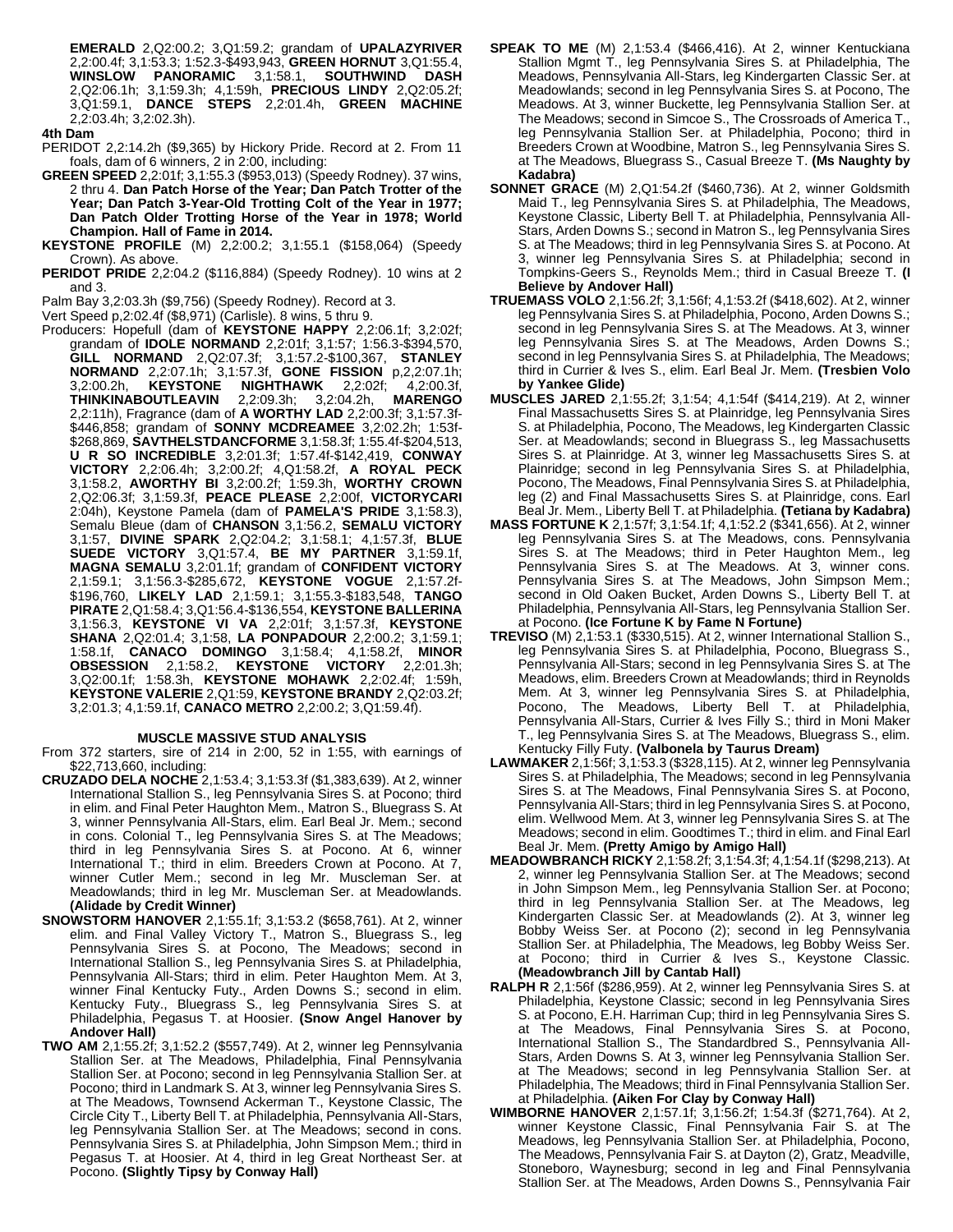**EMERALD** 2,Q2:00.2; 3,Q1:59.2; grandam of **UPALAZYRIVER** 2,2:00.4f; 3,1:53.3; 1:52.3-$493,943, **GREEN HORNUT** 3,Q1:55.4, **WINSLOW PANORAMIC** 3,1:58.1, **SOUTHWIND DASH** 2,Q2:06.1h; 3,1:59.3h; 4,1:59h, **PRECIOUS LINDY** 2,Q2:05.2f; 3,Q1:59.1, **DANCE STEPS** 2,2:01.4h, **GREEN MACHINE** 2,2:03.4h; 3,2:02.3h).

**4th Dam**

PERIDOT 2,2:14.2h ($9,365) by Hickory Pride. Record at 2. From 11 foals, dam of 6 winners, 2 in 2:00, including:

**GREEN SPEED** 2,2:01f; 3,1:55.3 ($953,013) (Speedy Rodney). 37 wins, 2 thru 4. **Dan Patch Horse of the Year; Dan Patch Trotter of the Year; Dan Patch 3-Year-Old Trotting Colt of the Year in 1977; Dan Patch Older Trotting Horse of the Year in 1978; World Champion. Hall of Fame in 2014.**

**KEYSTONE PROFILE** (M) 2,2:00.2; 3,1:55.1 ($158,064) (Speedy Crown). As above.

**PERIDOT PRIDE** 2,2:04.2 ($116,884) (Speedy Rodney). 10 wins at 2 and 3.

Palm Bay 3,2:03.3h ($9,756) (Speedy Rodney). Record at 3.

Vert Speed p,2:02.4f ($8,971) (Carlisle). 8 wins, 5 thru 9.

Producers: Hopefull (dam of **KEYSTONE HAPPY** 2,2:06.1f; 3,2:02f; grandam of **IDOLE NORMAND** 2,2:01f; 3,1:57; 1:56.3-$394,570, **GILL NORMAND** 2,Q2:07.3f; 3,1:57.2-$100,367, **STANLEY NORMAND** 2,2:07.1h; 3,1:57.3f, **GONE FISSION** p,2,2:07.1h; 3,2:00.2h, **KEYSTONE NIGHTHAWK** 2,2:02f; 4,2:00.3f, **THINKINABOUTLEAVIN** 2,2:09.3h; 3,2:04.2h, **MARENGO** 2,2:11h), Fragrance (dam of **A WORTHY LAD** 2,2:00.3f; 3,1:57.3f-$446,858; grandam of **SONNY MCDREAMEE** 3,2:02.2h; 1:53f-$268,869, **SAVTHELSTDANCFORME** 3,1:58.3f; 1:55.4f-$204,513, **U R SO INCREDIBLE** 3,2:01.3f; 1:57.4f-$142,419, **CONWAY VICTORY** 2,2:06.4h; 3,2:00.2f; 4,Q1:58.2f, **A ROYAL PECK** 3,1:58.2, **AWORTHY BI** 3,2:00.2f; 1:59.3h, **WORTHY CROWN** 2,Q2:06.3f; 3,1:59.3f, **PEACE PLEASE** 2,2:00f, **VICTORYCARI** 2:04h), Keystone Pamela (dam of **PAMELA'S PRIDE** 3,1:58.3), Semalu Bleue (dam of **CHANSON** 3,1:56.2, **SEMALU VICTORY** 3,1:57, **DIVINE SPARK** 2,Q2:04.2; 3,1:58.1; 4,1:57.3f, **BLUE SUEDE VICTORY** 3,Q1:57.4, **BE MY PARTNER** 3,1:59.1f, **MAGNA SEMALU** 3,2:01.1f; grandam of **CONFIDENT VICTORY** 2,1:59.1; 3,1:56.3-$285,672, **KEYSTONE VOGUE** 2,1:57.2f-$196,760, **LIKELY LAD** 2,1:59.1; 3,1:55.3-$183,548, **TANGO PIRATE** 2,Q1:58.4; 3,Q1:56.4-$136,554, **KEYSTONE BALLERINA** 3,1:56.3, **KEYSTONE VI VA** 2,2:01f; 3,1:57.3f, **KEYSTONE SHANA** 2,Q2:01.4; 3,1:58, **LA PONPADOUR** 2,2:00.2; 3,1:59.1; 1:58.1f, **CANACO DOMINGO** 3,1:58.4; 4,1:58.2f, **MINOR OBSESSION** 2,1:58.2, **KEYSTONE VICTORY** 2,2:01.3h; 3,Q2:00.1f; 1:58.3h, **KEYSTONE MOHAWK** 2,2:02.4f; 1:59h, **KEYSTONE VALERIE** 2,Q1:59, **KEYSTONE BRANDY** 2,Q2:03.2f; 3,2:01.3; 4,1:59.1f, **CANACO METRO** 2,2:00.2; 3,Q1:59.4f).

### MUSCLE MASSIVE STUD ANALYSIS

From 372 starters, sire of 214 in 2:00, 52 in 1:55, with earnings of $22,713,660, including:

**CRUZADO DELA NOCHE** 2,1:53.4; 3,1:53.3f ($1,383,639). At 2, winner International Stallion S., leg Pennsylvania Sires S. at Pocono; third in elim. and Final Peter Haughton Mem., Matron S., Bluegrass S. At 3, winner Pennsylvania All-Stars, elim. Earl Beal Jr. Mem.; second in cons. Colonial T., leg Pennsylvania Sires S. at The Meadows; third in leg Pennsylvania Sires S. at Pocono. At 6, winner International T.; third in elim. Breeders Crown at Pocono. At 7, winner Cutler Mem.; second in leg Mr. Muscleman Ser. at Meadowlands; third in leg Mr. Muscleman Ser. at Meadowlands. **(Alidade by Credit Winner)**

**SNOWSTORM HANOVER** 2,1:55.1f; 3,1:53.2 ($658,761). At 2, winner elim. and Final Valley Victory T., Matron S., Bluegrass S., leg Pennsylvania Sires S. at Pocono, The Meadows; second in International Stallion S., leg Pennsylvania Sires S. at Philadelphia, Pennsylvania All-Stars; third in elim. Peter Haughton Mem. At 3, winner Final Kentucky Futy., Arden Downs S.; second in elim. Kentucky Futy., Bluegrass S., leg Pennsylvania Sires S. at Philadelphia, Pegasus T. at Hoosier. **(Snow Angel Hanover by Andover Hall)**

**TWO AM** 2,1:55.2f; 3,1:52.2 ($557,749). At 2, winner leg Pennsylvania Stallion Ser. at The Meadows, Philadelphia, Final Pennsylvania Stallion Ser. at Pocono; second in leg Pennsylvania Stallion Ser. at Pocono; third in Landmark S. At 3, winner leg Pennsylvania Sires S. at The Meadows, Townsend Ackerman T., Keystone Classic, The Circle City T., Liberty Bell T. at Philadelphia, Pennsylvania All-Stars, leg Pennsylvania Stallion Ser. at The Meadows; second in cons. Pennsylvania Sires S. at Philadelphia, John Simpson Mem.; third in Pegasus T. at Hoosier. At 4, third in leg Great Northeast Ser. at Pocono. **(Slightly Tipsy by Conway Hall)**

**SPEAK TO ME** (M) 2,1:53.4 ($466,416). At 2, winner Kentuckiana Stallion Mgmt T., leg Pennsylvania Sires S. at Philadelphia, The Meadows, Pennsylvania All-Stars, leg Kindergarten Classic Ser. at Meadowlands; second in leg Pennsylvania Sires S. at Pocono, The Meadows. At 3, winner Buckette, leg Pennsylvania Stallion Ser. at The Meadows; second in Simcoe S., The Crossroads of America T., leg Pennsylvania Stallion Ser. at Philadelphia, Pocono; third in Breeders Crown at Woodbine, Matron S., leg Pennsylvania Sires S. at The Meadows, Bluegrass S., Casual Breeze T. **(Ms Naughty by Kadabra)**

**SONNET GRACE** (M) 2,Q1:54.2f ($460,736). At 2, winner Goldsmith Maid T., leg Pennsylvania Sires S. at Philadelphia, The Meadows, Keystone Classic, Liberty Bell T. at Philadelphia, Pennsylvania All-Stars, Arden Downs S.; second in Matron S., leg Pennsylvania Sires S. at The Meadows; third in leg Pennsylvania Sires S. at Pocono. At 3, winner leg Pennsylvania Sires S. at Philadelphia; second in Tompkins-Geers S., Reynolds Mem.; third in Casual Breeze T. **(I Believe by Andover Hall)**

**TRUEMASS VOLO** 2,1:56.2f; 3,1:56f; 4,1:53.2f ($418,602). At 2, winner leg Pennsylvania Sires S. at Philadelphia, Pocono, Arden Downs S.; second in leg Pennsylvania Sires S. at The Meadows. At 3, winner leg Pennsylvania Sires S. at The Meadows, Arden Downs S.; second in leg Pennsylvania Sires S. at Philadelphia, The Meadows; third in Currier & Ives S., elim. Earl Beal Jr. Mem. **(Tresbien Volo by Yankee Glide)**

**MUSCLES JARED** 2,1:55.2f; 3,1:54; 4,1:54f ($414,219). At 2, winner Final Massachusetts Sires S. at Plainridge, leg Pennsylvania Sires S. at Philadelphia, Pocono, The Meadows, leg Kindergarten Classic Ser. at Meadowlands; second in Bluegrass S., leg Massachusetts Sires S. at Plainridge. At 3, winner leg Massachusetts Sires S. at Plainridge; second in leg Pennsylvania Sires S. at Philadelphia, Pocono, The Meadows, Final Pennsylvania Sires S. at Philadelphia, leg (2) and Final Massachusetts Sires S. at Plainridge, cons. Earl Beal Jr. Mem., Liberty Bell T. at Philadelphia. **(Tetiana by Kadabra)**

**MASS FORTUNE K** 2,1:57f; 3,1:54.1f; 4,1:52.2 ($341,656). At 2, winner leg Pennsylvania Sires S. at The Meadows, cons. Pennsylvania Sires S. at The Meadows; third in Peter Haughton Mem., leg Pennsylvania Sires S. at The Meadows. At 3, winner cons. Pennsylvania Sires S. at The Meadows, John Simpson Mem.; second in Old Oaken Bucket, Arden Downs S., Liberty Bell T. at Philadelphia, Pennsylvania All-Stars, leg Pennsylvania Stallion Ser. at Pocono. **(Ice Fortune K by Fame N Fortune)**

**TREVISO** (M) 2,1:53.1 ($330,515). At 2, winner International Stallion S., leg Pennsylvania Sires S. at Philadelphia, Pocono, Bluegrass S., Pennsylvania All-Stars; second in leg Pennsylvania Sires S. at The Meadows, elim. Breeders Crown at Meadowlands; third in Reynolds Mem. At 3, winner leg Pennsylvania Sires S. at Philadelphia, Pocono, The Meadows, Liberty Bell T. at Philadelphia, Pennsylvania All-Stars, Currier & Ives Filly S.; third in Moni Maker T., leg Pennsylvania Sires S. at The Meadows, Bluegrass S., elim. Kentucky Filly Futy. **(Valbonela by Taurus Dream)**

**LAWMAKER** 2,1:56f; 3,1:53.3 ($328,115). At 2, winner leg Pennsylvania Sires S. at Philadelphia, The Meadows; second in leg Pennsylvania Sires S. at The Meadows, Final Pennsylvania Sires S. at Pocono, Pennsylvania All-Stars; third in leg Pennsylvania Sires S. at Pocono, elim. Wellwood Mem. At 3, winner leg Pennsylvania Sires S. at The Meadows; second in elim. Goodtimes T.; third in elim. and Final Earl Beal Jr. Mem. **(Pretty Amigo by Amigo Hall)**

**MEADOWBRANCH RICKY** 2,1:58.2f; 3,1:54.3f; 4,1:54.1f ($298,213). At 2, winner leg Pennsylvania Stallion Ser. at The Meadows; second in John Simpson Mem., leg Pennsylvania Stallion Ser. at Pocono; third in leg Pennsylvania Stallion Ser. at The Meadows, leg Kindergarten Classic Ser. at Meadowlands (2). At 3, winner leg Bobby Weiss Ser. at Pocono (2); second in leg Pennsylvania Stallion Ser. at Philadelphia, The Meadows, leg Bobby Weiss Ser. at Pocono; third in Currier & Ives S., Keystone Classic. **(Meadowbranch Jill by Cantab Hall)**

**RALPH R** 2,1:56f ($286,959). At 2, winner leg Pennsylvania Sires S. at Philadelphia, Keystone Classic; second in leg Pennsylvania Sires S. at Pocono, E.H. Harriman Cup; third in leg Pennsylvania Sires S. at The Meadows, Final Pennsylvania Sires S. at Pocono, International Stallion S., The Standardbred S., Pennsylvania All-Stars, Arden Downs S. At 3, winner leg Pennsylvania Stallion Ser. at The Meadows; second in leg Pennsylvania Stallion Ser. at Philadelphia, The Meadows; third in Final Pennsylvania Stallion Ser. at Philadelphia. **(Aiken For Clay by Conway Hall)**

**WIMBORNE HANOVER** 2,1:57.1f; 3,1:56.2f; 1:54.3f ($271,764). At 2, winner Keystone Classic, Final Pennsylvania Fair S. at The Meadows, leg Pennsylvania Stallion Ser. at Philadelphia, Pocono, The Meadows, Pennsylvania Fair S. at Dayton (2), Gratz, Meadville, Stoneboro, Waynesburg; second in leg and Final Pennsylvania Stallion Ser. at The Meadows, Arden Downs S., Pennsylvania Fair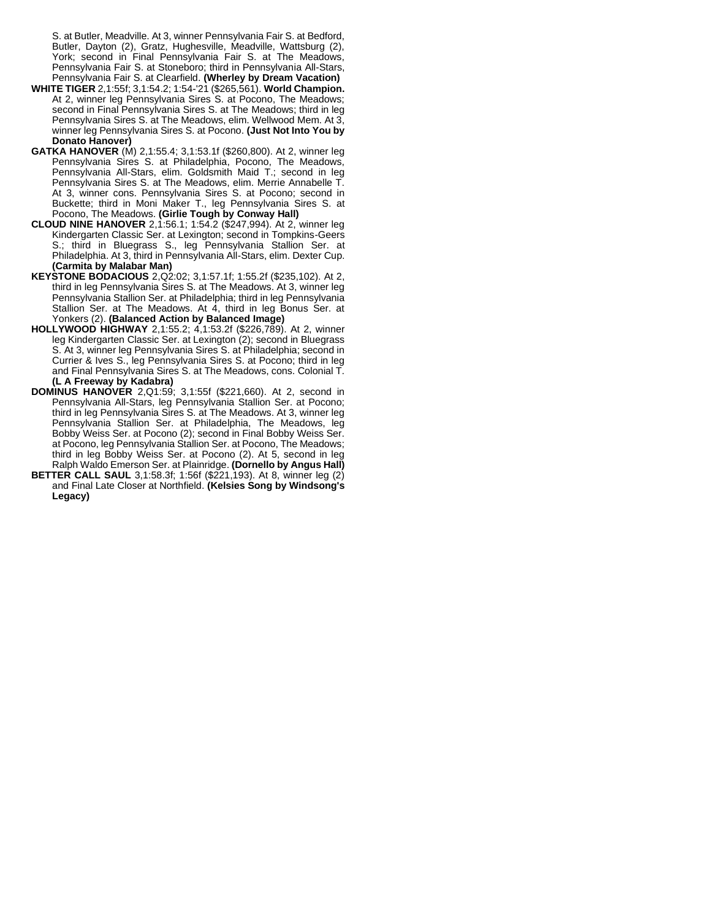S. at Butler, Meadville. At 3, winner Pennsylvania Fair S. at Bedford, Butler, Dayton (2), Gratz, Hughesville, Meadville, Wattsburg (2), York; second in Final Pennsylvania Fair S. at The Meadows, Pennsylvania Fair S. at Stoneboro; third in Pennsylvania All-Stars, Pennsylvania Fair S. at Clearfield. **(Wherley by Dream Vacation)**

**WHITE TIGER** 2,1:55f; 3,1:54.2; 1:54-'21 ($265,561). **World Champion.** At 2, winner leg Pennsylvania Sires S. at Pocono, The Meadows; second in Final Pennsylvania Sires S. at The Meadows; third in leg Pennsylvania Sires S. at The Meadows, elim. Wellwood Mem. At 3, winner leg Pennsylvania Sires S. at Pocono. **(Just Not Into You by Donato Hanover)**

**GATKA HANOVER** (M) 2,1:55.4; 3,1:53.1f ($260,800). At 2, winner leg Pennsylvania Sires S. at Philadelphia, Pocono, The Meadows, Pennsylvania All-Stars, elim. Goldsmith Maid T.; second in leg Pennsylvania Sires S. at The Meadows, elim. Merrie Annabelle T. At 3, winner cons. Pennsylvania Sires S. at Pocono; second in Buckette; third in Moni Maker T., leg Pennsylvania Sires S. at Pocono, The Meadows. **(Girlie Tough by Conway Hall)**

**CLOUD NINE HANOVER** 2,1:56.1; 1:54.2 ($247,994). At 2, winner leg Kindergarten Classic Ser. at Lexington; second in Tompkins-Geers S.; third in Bluegrass S., leg Pennsylvania Stallion Ser. at Philadelphia. At 3, third in Pennsylvania All-Stars, elim. Dexter Cup. **(Carmita by Malabar Man)**

**KEYSTONE BODACIOUS** 2,Q2:02; 3,1:57.1f; 1:55.2f ($235,102). At 2, third in leg Pennsylvania Sires S. at The Meadows. At 3, winner leg Pennsylvania Stallion Ser. at Philadelphia; third in leg Pennsylvania Stallion Ser. at The Meadows. At 4, third in leg Bonus Ser. at Yonkers (2). **(Balanced Action by Balanced Image)**

**HOLLYWOOD HIGHWAY** 2,1:55.2; 4,1:53.2f ($226,789). At 2, winner leg Kindergarten Classic Ser. at Lexington (2); second in Bluegrass S. At 3, winner leg Pennsylvania Sires S. at Philadelphia; second in Currier & Ives S., leg Pennsylvania Sires S. at Pocono; third in leg and Final Pennsylvania Sires S. at The Meadows, cons. Colonial T. **(L A Freeway by Kadabra)**

**DOMINUS HANOVER** 2,Q1:59; 3,1:55f ($221,660). At 2, second in Pennsylvania All-Stars, leg Pennsylvania Stallion Ser. at Pocono; third in leg Pennsylvania Sires S. at The Meadows. At 3, winner leg Pennsylvania Stallion Ser. at Philadelphia, The Meadows, leg Bobby Weiss Ser. at Pocono (2); second in Final Bobby Weiss Ser. at Pocono, leg Pennsylvania Stallion Ser. at Pocono, The Meadows; third in leg Bobby Weiss Ser. at Pocono (2). At 5, second in leg Ralph Waldo Emerson Ser. at Plainridge. **(Dornello by Angus Hall)**

**BETTER CALL SAUL** 3,1:58.3f; 1:56f ($221,193). At 8, winner leg (2) and Final Late Closer at Northfield. **(Kelsies Song by Windsong's Legacy)**